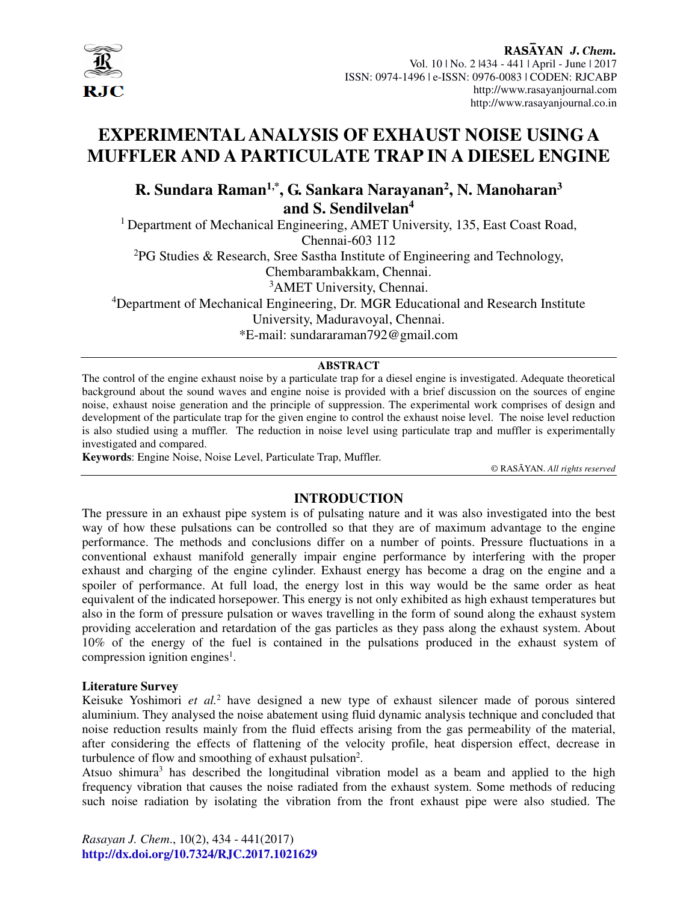# EXPERIMENTAL ANALYSIS OF EXHAUST NOISE USING A MUFFLER AND A PARTICULATE TRAP IN A DIESEL ENGINE

## R. Sundara Raman[1,*], G. Sankara Narayanan[2], N. Manoharan[3] and S. Sendilvelan[4]

[1] Department of Mechanical Engineering, AMET University, 135, East Coast Road, Chennai-603 112

[2]PG Studies & Research, Sree Sastha Institute of Engineering and Technology, Chembarambakkam, Chennai.

[3]AMET University, Chennai.

[4]Department of Mechanical Engineering, Dr. MGR Educational and Research Institute University, Maduravoyal, Chennai.

*E-mail: sundararaman792@gmail.com

### ABSTRACT

The control of the engine exhaust noise by a particulate trap for a diesel engine is investigated. Adequate theoretical background about the sound waves and engine noise is provided with a brief discussion on the sources of engine noise, exhaust noise generation and the principle of suppression. The experimental work comprises of design and development of the particulate trap for the given engine to control the exhaust noise level. The noise level reduction is also studied using a muffler. The reduction in noise level using particulate trap and muffler is experimentally investigated and compared.

**Keywords**: Engine Noise, Noise Level, Particulate Trap, Muffler.

© RASĀYAN. *All rights reserved*

## INTRODUCTION

The pressure in an exhaust pipe system is of pulsating nature and it was also investigated into the best way of how these pulsations can be controlled so that they are of maximum advantage to the engine performance. The methods and conclusions differ on a number of points. Pressure fluctuations in a conventional exhaust manifold generally impair engine performance by interfering with the proper exhaust and charging of the engine cylinder. Exhaust energy has become a drag on the engine and a spoiler of performance. At full load, the energy lost in this way would be the same order as heat equivalent of the indicated horsepower. This energy is not only exhibited as high exhaust temperatures but also in the form of pressure pulsation or waves travelling in the form of sound along the exhaust system providing acceleration and retardation of the gas particles as they pass along the exhaust system. About 10% of the energy of the fuel is contained in the pulsations produced in the exhaust system of compression ignition engines[1].

### Literature Survey

Keisuke Yoshimori *et al.*[2] have designed a new type of exhaust silencer made of porous sintered aluminium. They analysed the noise abatement using fluid dynamic analysis technique and concluded that noise reduction results mainly from the fluid effects arising from the gas permeability of the material, after considering the effects of flattening of the velocity profile, heat dispersion effect, decrease in turbulence of flow and smoothing of exhaust pulsation[2].

Atsuo shimura[3] has described the longitudinal vibration model as a beam and applied to the high frequency vibration that causes the noise radiated from the exhaust system. Some methods of reducing such noise radiation by isolating the vibration from the front exhaust pipe were also studied. The

*Rasayan J. Chem*., 10(2), 434 - 441(2017)

http://dx.doi.org/10.7324/RJC.2017.1021629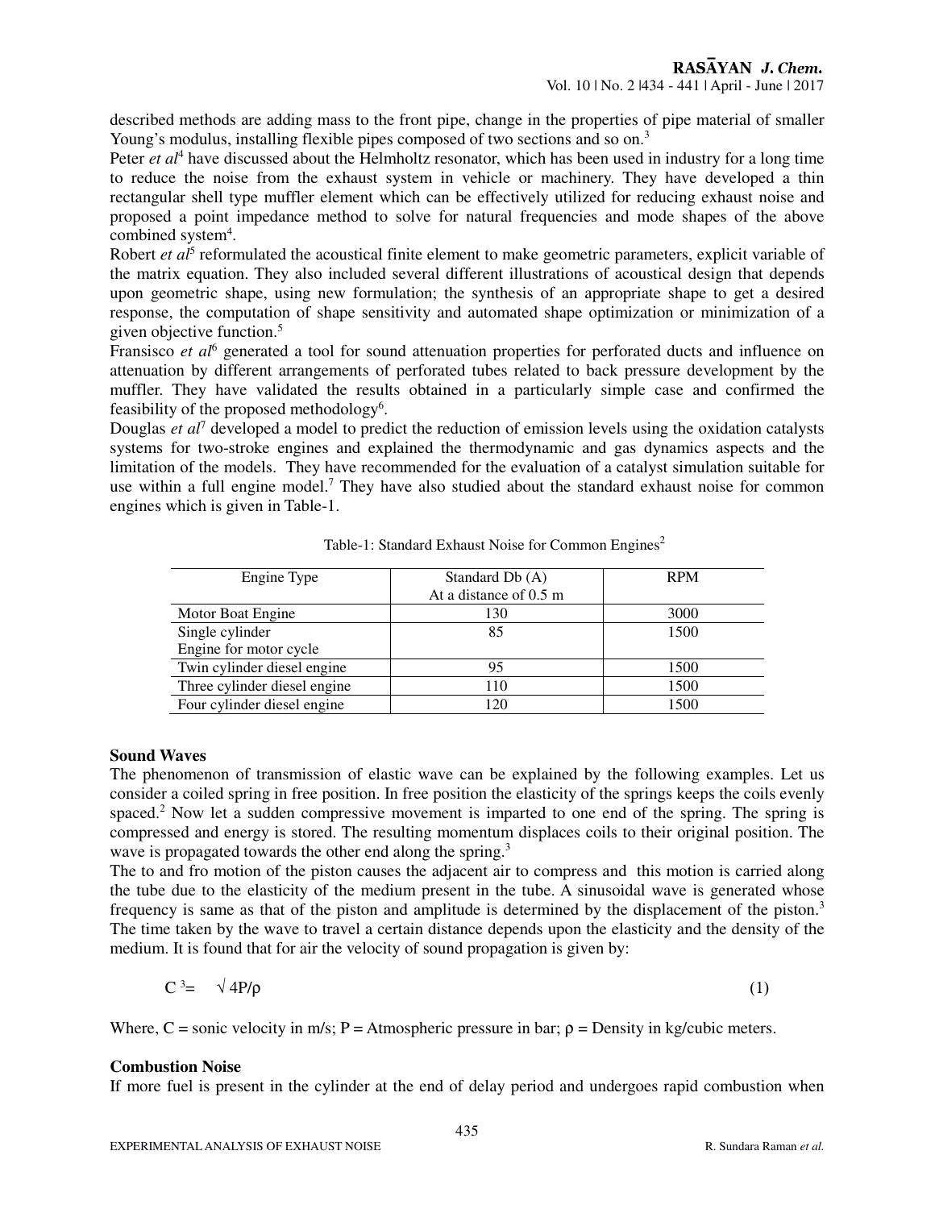described methods are adding mass to the front pipe, change in the properties of pipe material of smaller Young's modulus, installing flexible pipes composed of two sections and so on.[3]

Peter *et al*[4] have discussed about the Helmholtz resonator, which has been used in industry for a long time to reduce the noise from the exhaust system in vehicle or machinery. They have developed a thin rectangular shell type muffler element which can be effectively utilized for reducing exhaust noise and proposed a point impedance method to solve for natural frequencies and mode shapes of the above combined system[4].

Robert *et al*[5] reformulated the acoustical finite element to make geometric parameters, explicit variable of the matrix equation. They also included several different illustrations of acoustical design that depends upon geometric shape, using new formulation; the synthesis of an appropriate shape to get a desired response, the computation of shape sensitivity and automated shape optimization or minimization of a given objective function.[5]

Fransisco *et al*[6] generated a tool for sound attenuation properties for perforated ducts and influence on attenuation by different arrangements of perforated tubes related to back pressure development by the muffler. They have validated the results obtained in a particularly simple case and confirmed the feasibility of the proposed methodology[6].

Douglas *et al*[7] developed a model to predict the reduction of emission levels using the oxidation catalysts systems for two-stroke engines and explained the thermodynamic and gas dynamics aspects and the limitation of the models. They have recommended for the evaluation of a catalyst simulation suitable for use within a full engine model.[7] They have also studied about the standard exhaust noise for common engines which is given in Table-1.

Table-1: Standard Exhaust Noise for Common Engines[2]

| Engine Type | Standard Db (A) At a distance of 0.5 m | RPM |
|---|---|---|
| Motor Boat Engine | 130 | 3000 |
| Single cylinder Engine for motor cycle | 85 | 1500 |
| Twin cylinder diesel engine | 95 | 1500 |
| Three cylinder diesel engine | 110 | 1500 |
| Four cylinder diesel engine | 120 | 1500 |

## Sound Waves

The phenomenon of transmission of elastic wave can be explained by the following examples. Let us consider a coiled spring in free position. In free position the elasticity of the springs keeps the coils evenly spaced.[2] Now let a sudden compressive movement is imparted to one end of the spring. The spring is compressed and energy is stored. The resulting momentum displaces coils to their original position. The wave is propagated towards the other end along the spring.[3]

The to and fro motion of the piston causes the adjacent air to compress and this motion is carried along the tube due to the elasticity of the medium present in the tube. A sinusoidal wave is generated whose frequency is same as that of the piston and amplitude is determined by the displacement of the piston.[3] The time taken by the wave to travel a certain distance depends upon the elasticity and the density of the medium. It is found that for air the velocity of sound propagation is given by:

$$C^{3} = \sqrt{4P/\rho} \tag{1}$$

Where, C = sonic velocity in m/s; P = Atmospheric pressure in bar; $\rho$ = Density in kg/cubic meters.

## Combustion Noise

If more fuel is present in the cylinder at the end of delay period and undergoes rapid combustion when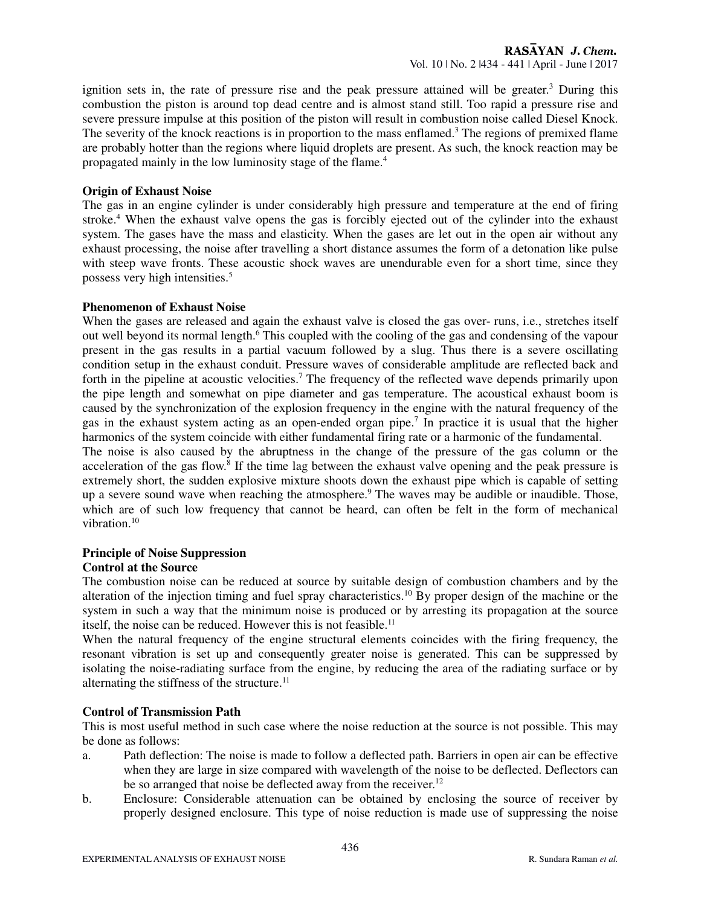ignition sets in, the rate of pressure rise and the peak pressure attained will be greater.[3] During this combustion the piston is around top dead centre and is almost stand still. Too rapid a pressure rise and severe pressure impulse at this position of the piston will result in combustion noise called Diesel Knock. The severity of the knock reactions is in proportion to the mass enflamed.[3] The regions of premixed flame are probably hotter than the regions where liquid droplets are present. As such, the knock reaction may be propagated mainly in the low luminosity stage of the flame.[4]

**Origin of Exhaust Noise**

The gas in an engine cylinder is under considerably high pressure and temperature at the end of firing stroke.[4] When the exhaust valve opens the gas is forcibly ejected out of the cylinder into the exhaust system. The gases have the mass and elasticity. When the gases are let out in the open air without any exhaust processing, the noise after travelling a short distance assumes the form of a detonation like pulse with steep wave fronts. These acoustic shock waves are unendurable even for a short time, since they possess very high intensities.[5]

**Phenomenon of Exhaust Noise**

When the gases are released and again the exhaust valve is closed the gas over- runs, i.e., stretches itself out well beyond its normal length.[6] This coupled with the cooling of the gas and condensing of the vapour present in the gas results in a partial vacuum followed by a slug. Thus there is a severe oscillating condition setup in the exhaust conduit. Pressure waves of considerable amplitude are reflected back and forth in the pipeline at acoustic velocities.[7] The frequency of the reflected wave depends primarily upon the pipe length and somewhat on pipe diameter and gas temperature. The acoustical exhaust boom is caused by the synchronization of the explosion frequency in the engine with the natural frequency of the gas in the exhaust system acting as an open-ended organ pipe.[7] In practice it is usual that the higher harmonics of the system coincide with either fundamental firing rate or a harmonic of the fundamental.

The noise is also caused by the abruptness in the change of the pressure of the gas column or the acceleration of the gas flow.[8] If the time lag between the exhaust valve opening and the peak pressure is extremely short, the sudden explosive mixture shoots down the exhaust pipe which is capable of setting up a severe sound wave when reaching the atmosphere.[9] The waves may be audible or inaudible. Those, which are of such low frequency that cannot be heard, can often be felt in the form of mechanical vibration.[10]

**Principle of Noise Suppression**

**Control at the Source**

The combustion noise can be reduced at source by suitable design of combustion chambers and by the alteration of the injection timing and fuel spray characteristics.[10] By proper design of the machine or the system in such a way that the minimum noise is produced or by arresting its propagation at the source itself, the noise can be reduced. However this is not feasible.[11]

When the natural frequency of the engine structural elements coincides with the firing frequency, the resonant vibration is set up and consequently greater noise is generated. This can be suppressed by isolating the noise-radiating surface from the engine, by reducing the area of the radiating surface or by alternating the stiffness of the structure.[11]

**Control of Transmission Path**

This is most useful method in such case where the noise reduction at the source is not possible. This may be done as follows:

a. Path deflection: The noise is made to follow a deflected path. Barriers in open air can be effective when they are large in size compared with wavelength of the noise to be deflected. Deflectors can be so arranged that noise be deflected away from the receiver.[12]

b. Enclosure: Considerable attenuation can be obtained by enclosing the source of receiver by properly designed enclosure. This type of noise reduction is made use of suppressing the noise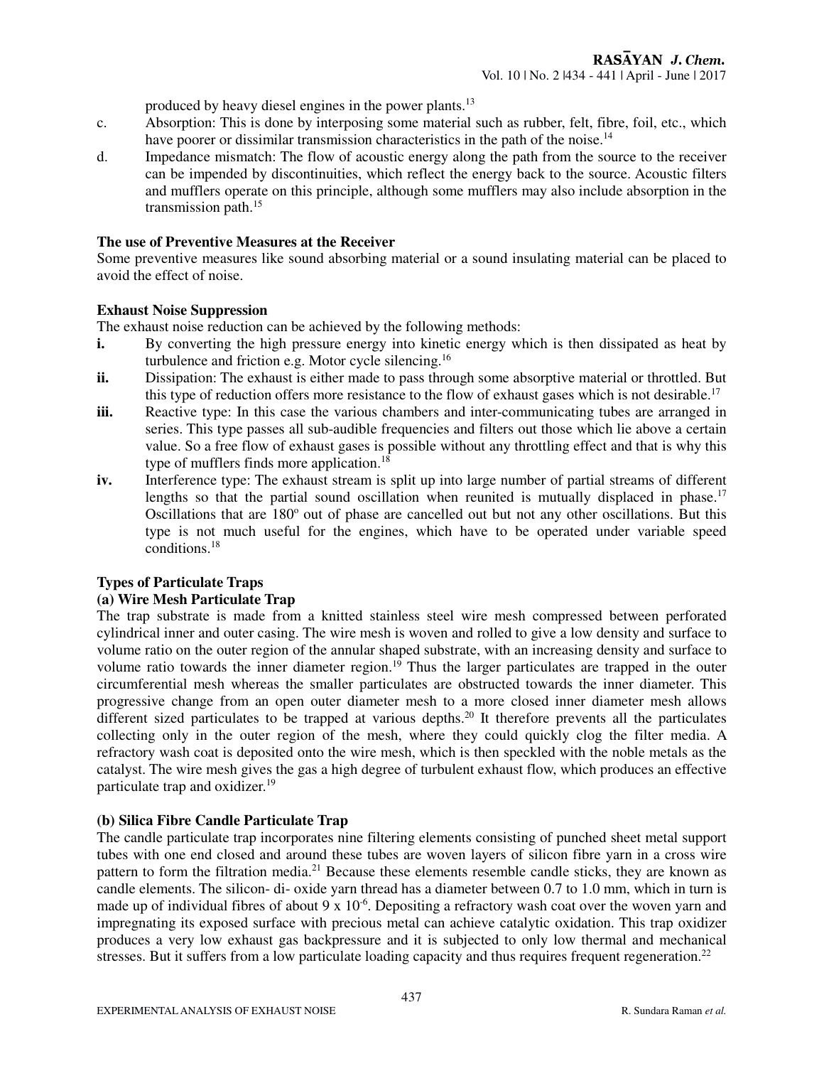produced by heavy diesel engines in the power plants.[13]

c. Absorption: This is done by interposing some material such as rubber, felt, fibre, foil, etc., which have poorer or dissimilar transmission characteristics in the path of the noise.[14]

d. Impedance mismatch: The flow of acoustic energy along the path from the source to the receiver can be impended by discontinuities, which reflect the energy back to the source. Acoustic filters and mufflers operate on this principle, although some mufflers may also include absorption in the transmission path.[15]

**The use of Preventive Measures at the Receiver**

Some preventive measures like sound absorbing material or a sound insulating material can be placed to avoid the effect of noise.

**Exhaust Noise Suppression**

The exhaust noise reduction can be achieved by the following methods:

**i.** By converting the high pressure energy into kinetic energy which is then dissipated as heat by turbulence and friction e.g. Motor cycle silencing.[16]

**ii.** Dissipation: The exhaust is either made to pass through some absorptive material or throttled. But this type of reduction offers more resistance to the flow of exhaust gases which is not desirable.[17]

**iii.** Reactive type: In this case the various chambers and inter-communicating tubes are arranged in series. This type passes all sub-audible frequencies and filters out those which lie above a certain value. So a free flow of exhaust gases is possible without any throttling effect and that is why this type of mufflers finds more application.[18]

**iv.** Interference type: The exhaust stream is split up into large number of partial streams of different lengths so that the partial sound oscillation when reunited is mutually displaced in phase.[17] Oscillations that are $180^{o}$ out of phase are cancelled out but not any other oscillations. But this type is not much useful for the engines, which have to be operated under variable speed conditions.[18]

**Types of Particulate Traps**

**(a) Wire Mesh Particulate Trap**

The trap substrate is made from a knitted stainless steel wire mesh compressed between perforated cylindrical inner and outer casing. The wire mesh is woven and rolled to give a low density and surface to volume ratio on the outer region of the annular shaped substrate, with an increasing density and surface to volume ratio towards the inner diameter region.[19] Thus the larger particulates are trapped in the outer circumferential mesh whereas the smaller particulates are obstructed towards the inner diameter. This progressive change from an open outer diameter mesh to a more closed inner diameter mesh allows different sized particulates to be trapped at various depths.[20] It therefore prevents all the particulates collecting only in the outer region of the mesh, where they could quickly clog the filter media. A refractory wash coat is deposited onto the wire mesh, which is then speckled with the noble metals as the catalyst. The wire mesh gives the gas a high degree of turbulent exhaust flow, which produces an effective particulate trap and oxidizer.[19]

**(b) Silica Fibre Candle Particulate Trap**

The candle particulate trap incorporates nine filtering elements consisting of punched sheet metal support tubes with one end closed and around these tubes are woven layers of silicon fibre yarn in a cross wire pattern to form the filtration media.[21] Because these elements resemble candle sticks, they are known as candle elements. The silicon- di- oxide yarn thread has a diameter between 0.7 to 1.0 mm, which in turn is made up of individual fibres of about $9 \times 10^{-6}$. Depositing a refractory wash coat over the woven yarn and impregnating its exposed surface with precious metal can achieve catalytic oxidation. This trap oxidizer produces a very low exhaust gas backpressure and it is subjected to only low thermal and mechanical stresses. But it suffers from a low particulate loading capacity and thus requires frequent regeneration.[22]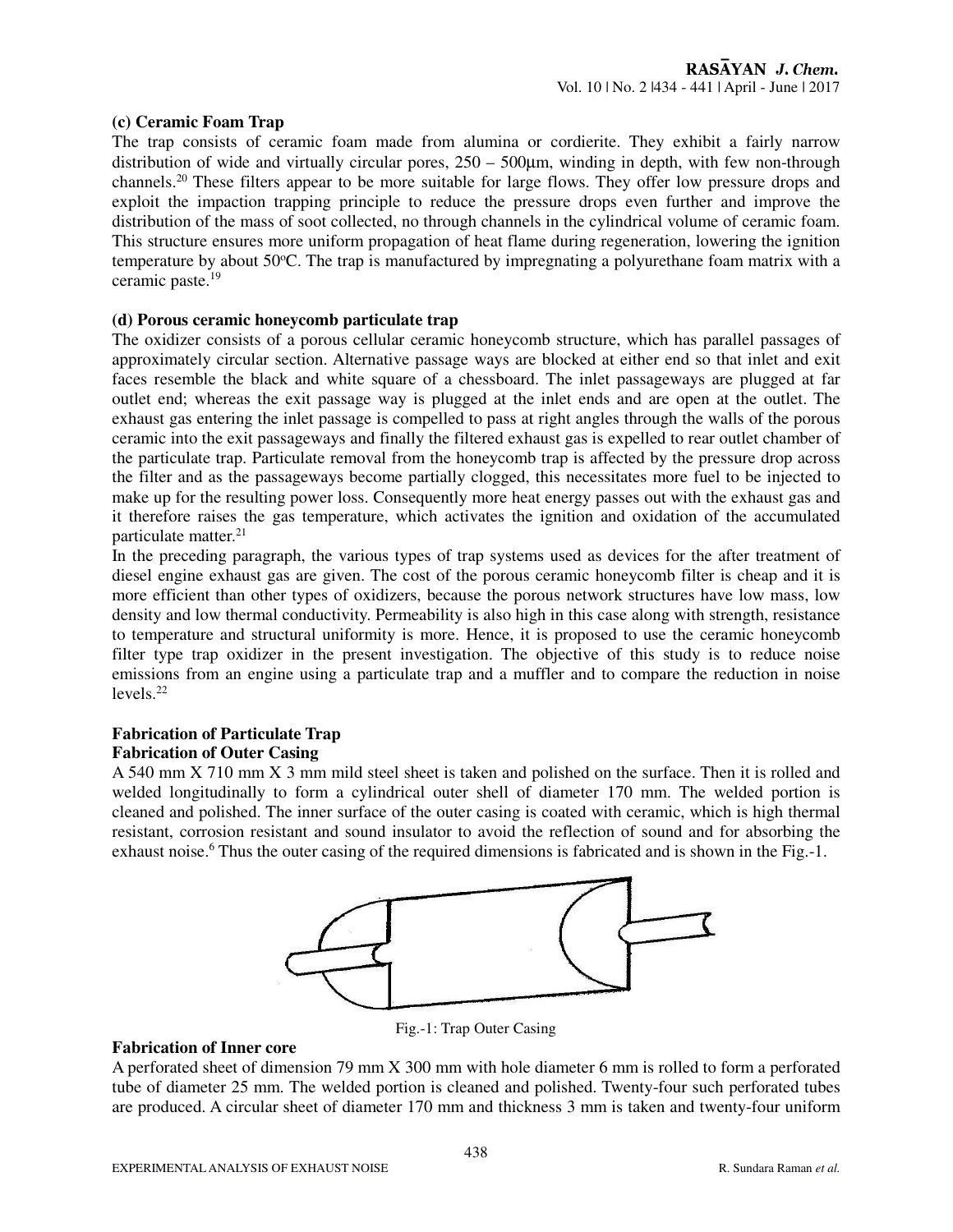**(c) Ceramic Foam Trap**

The trap consists of ceramic foam made from alumina or cordierite. They exhibit a fairly narrow distribution of wide and virtually circular pores, 250 – 500μm, winding in depth, with few non-through channels.[20] These filters appear to be more suitable for large flows. They offer low pressure drops and exploit the impaction trapping principle to reduce the pressure drops even further and improve the distribution of the mass of soot collected, no through channels in the cylindrical volume of ceramic foam. This structure ensures more uniform propagation of heat flame during regeneration, lowering the ignition temperature by about 50°C. The trap is manufactured by impregnating a polyurethane foam matrix with a ceramic paste.[19]

**(d) Porous ceramic honeycomb particulate trap**

The oxidizer consists of a porous cellular ceramic honeycomb structure, which has parallel passages of approximately circular section. Alternative passage ways are blocked at either end so that inlet and exit faces resemble the black and white square of a chessboard. The inlet passageways are plugged at far outlet end; whereas the exit passage way is plugged at the inlet ends and are open at the outlet. The exhaust gas entering the inlet passage is compelled to pass at right angles through the walls of the porous ceramic into the exit passageways and finally the filtered exhaust gas is expelled to rear outlet chamber of the particulate trap. Particulate removal from the honeycomb trap is affected by the pressure drop across the filter and as the passageways become partially clogged, this necessitates more fuel to be injected to make up for the resulting power loss. Consequently more heat energy passes out with the exhaust gas and it therefore raises the gas temperature, which activates the ignition and oxidation of the accumulated particulate matter.[21]

In the preceding paragraph, the various types of trap systems used as devices for the after treatment of diesel engine exhaust gas are given. The cost of the porous ceramic honeycomb filter is cheap and it is more efficient than other types of oxidizers, because the porous network structures have low mass, low density and low thermal conductivity. Permeability is also high in this case along with strength, resistance to temperature and structural uniformity is more. Hence, it is proposed to use the ceramic honeycomb filter type trap oxidizer in the present investigation. The objective of this study is to reduce noise emissions from an engine using a particulate trap and a muffler and to compare the reduction in noise levels.[22]

**Fabrication of Particulate Trap**

**Fabrication of Outer Casing**

A 540 mm X 710 mm X 3 mm mild steel sheet is taken and polished on the surface. Then it is rolled and welded longitudinally to form a cylindrical outer shell of diameter 170 mm. The welded portion is cleaned and polished. The inner surface of the outer casing is coated with ceramic, which is high thermal resistant, corrosion resistant and sound insulator to avoid the reflection of sound and for absorbing the exhaust noise.[6] Thus the outer casing of the required dimensions is fabricated and is shown in the Fig.-1.

Fig.-1: Trap Outer Casing

**Fabrication of Inner core**

A perforated sheet of dimension 79 mm X 300 mm with hole diameter 6 mm is rolled to form a perforated tube of diameter 25 mm. The welded portion is cleaned and polished. Twenty-four such perforated tubes are produced. A circular sheet of diameter 170 mm and thickness 3 mm is taken and twenty-four uniform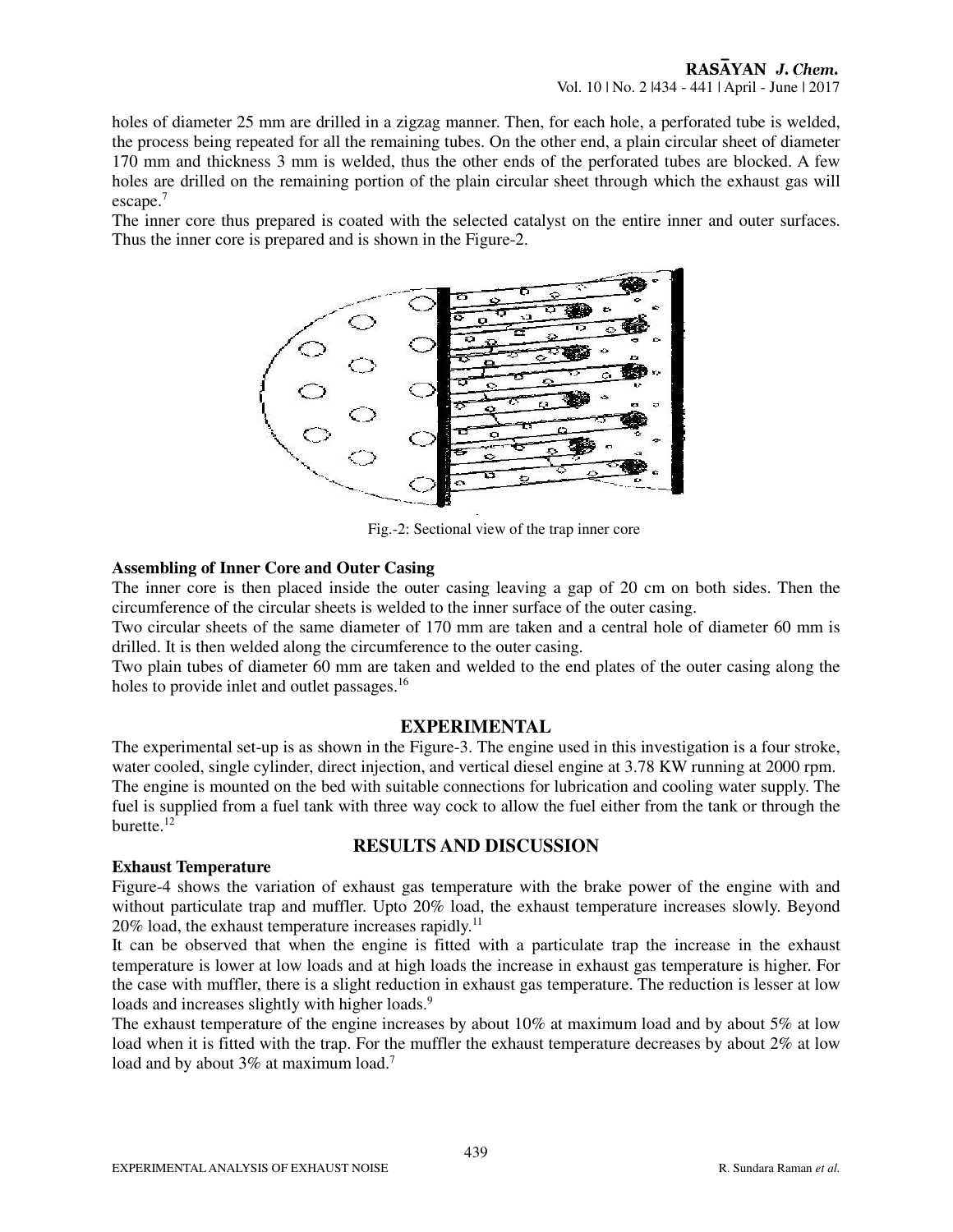holes of diameter 25 mm are drilled in a zigzag manner. Then, for each hole, a perforated tube is welded, the process being repeated for all the remaining tubes. On the other end, a plain circular sheet of diameter 170 mm and thickness 3 mm is welded, thus the other ends of the perforated tubes are blocked. A few holes are drilled on the remaining portion of the plain circular sheet through which the exhaust gas will escape.[7]

The inner core thus prepared is coated with the selected catalyst on the entire inner and outer surfaces. Thus the inner core is prepared and is shown in the Figure-2.

Fig.-2: Sectional view of the trap inner core

**Assembling of Inner Core and Outer Casing**

The inner core is then placed inside the outer casing leaving a gap of 20 cm on both sides. Then the circumference of the circular sheets is welded to the inner surface of the outer casing.

Two circular sheets of the same diameter of 170 mm are taken and a central hole of diameter 60 mm is drilled. It is then welded along the circumference to the outer casing.

Two plain tubes of diameter 60 mm are taken and welded to the end plates of the outer casing along the holes to provide inlet and outlet passages.[16]

## EXPERIMENTAL

The experimental set-up is as shown in the Figure-3. The engine used in this investigation is a four stroke, water cooled, single cylinder, direct injection, and vertical diesel engine at 3.78 KW running at 2000 rpm. The engine is mounted on the bed with suitable connections for lubrication and cooling water supply. The fuel is supplied from a fuel tank with three way cock to allow the fuel either from the tank or through the burette.[12]

## RESULTS AND DISCUSSION

**Exhaust Temperature**

Figure-4 shows the variation of exhaust gas temperature with the brake power of the engine with and without particulate trap and muffler. Upto 20% load, the exhaust temperature increases slowly. Beyond 20% load, the exhaust temperature increases rapidly.[11]

It can be observed that when the engine is fitted with a particulate trap the increase in the exhaust temperature is lower at low loads and at high loads the increase in exhaust gas temperature is higher. For the case with muffler, there is a slight reduction in exhaust gas temperature. The reduction is lesser at low loads and increases slightly with higher loads.[9]

The exhaust temperature of the engine increases by about 10% at maximum load and by about 5% at low load when it is fitted with the trap. For the muffler the exhaust temperature decreases by about 2% at low load and by about 3% at maximum load.[7]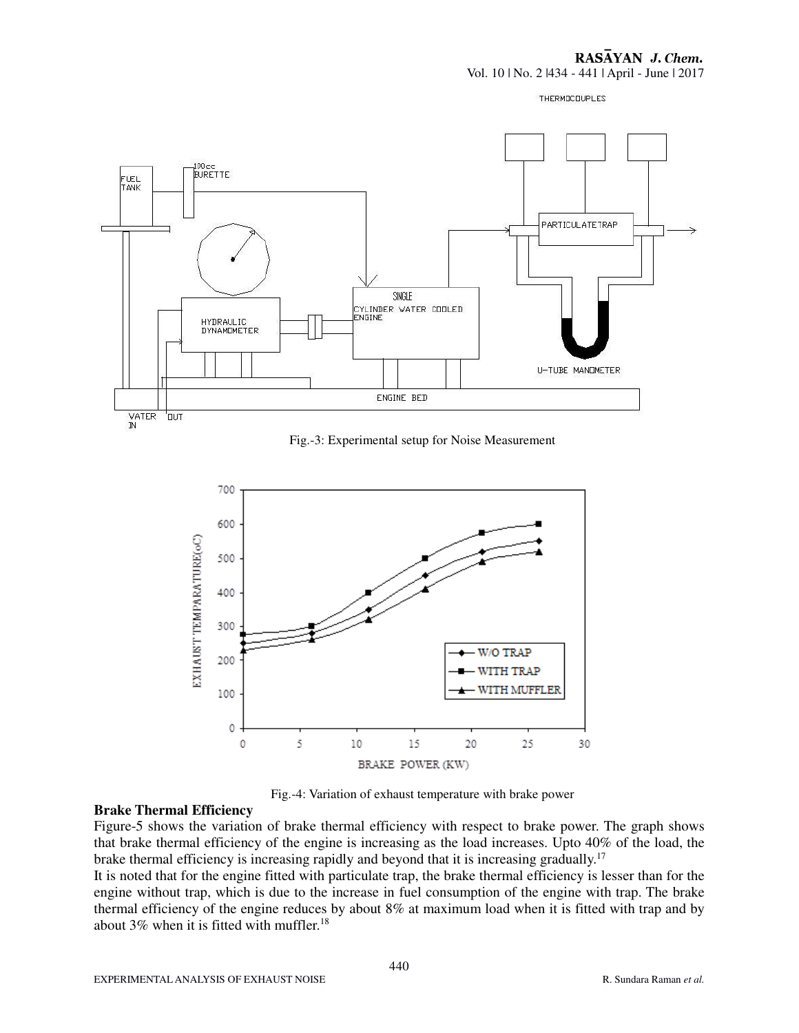Fig.-3: Experimental setup for Noise Measurement

Fig.-4: Variation of exhaust temperature with brake power

**Brake Thermal Efficiency**

Figure-5 shows the variation of brake thermal efficiency with respect to brake power. The graph shows that brake thermal efficiency of the engine is increasing as the load increases. Upto 40% of the load, the brake thermal efficiency is increasing rapidly and beyond that it is increasing gradually.[17]

It is noted that for the engine fitted with particulate trap, the brake thermal efficiency is lesser than for the engine without trap, which is due to the increase in fuel consumption of the engine with trap. The brake thermal efficiency of the engine reduces by about 8% at maximum load when it is fitted with trap and by about 3% when it is fitted with muffler.[18]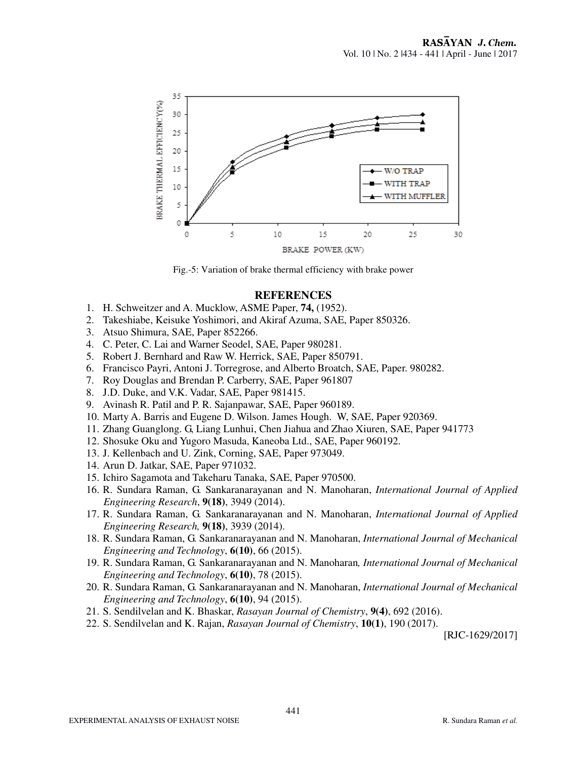35
30
25
20
15
10
5
0

BRAKE THERMAL EFFICIENCY(%)

0 5 10 15 20 25 30

BRAKE POWER (KW)

W/O TRAP
WITH TRAP
WITH MUFFLER

Fig.-5: Variation of brake thermal efficiency with brake power

## REFERENCES

1. H. Schweitzer and A. Mucklow, ASME Paper, **74,** (1952).
2. Takeshiabe, Keisuke Yoshimori, and Akiraf Azuma, SAE, Paper 850326.
3. Atsuo Shimura, SAE, Paper 852266.
4. C. Peter, C. Lai and Warner Seodel, SAE, Paper 980281.
5. Robert J. Bernhard and Raw W. Herrick, SAE, Paper 850791.
6. Francisco Payri, Antoni J. Torregrose, and Alberto Broatch, SAE, Paper. 980282.
7. Roy Douglas and Brendan P. Carberry, SAE, Paper 961807
8. J.D. Duke, and V.K. Vadar, SAE, Paper 981415.
9. Avinash R. Patil and P. R. Sajanpawar, SAE, Paper 960189.
10. Marty A. Barris and Eugene D. Wilson. James Hough. W, SAE, Paper 920369.
11. Zhang Guanglong. G, Liang Lunhui, Chen Jiahua and Zhao Xiuren, SAE, Paper 941773
12. Shosuke Oku and Yugoro Masuda, Kaneoba Ltd., SAE, Paper 960192.
13. J. Kellenbach and U. Zink, Corning, SAE, Paper 973049.
14. Arun D. Jatkar, SAE, Paper 971032.
15. Ichiro Sagamota and Takeharu Tanaka, SAE, Paper 970500.
16. R. Sundara Raman, G. Sankaranarayanan and N. Manoharan, *International Journal of Applied Engineering Research*, **9(18)**, 3949 (2014).
17. R. Sundara Raman, G. Sankaranarayanan and N. Manoharan, *International Journal of Applied Engineering Research,* **9(18)**, 3939 (2014).
18. R. Sundara Raman, G. Sankaranarayanan and N. Manoharan, *International Journal of Mechanical Engineering and Technology*, **6(10)**, 66 (2015).
19. R. Sundara Raman, G. Sankaranarayanan and N. Manoharan*, International Journal of Mechanical Engineering and Technology*, **6(10)**, 78 (2015).
20. R. Sundara Raman, G. Sankaranarayanan and N. Manoharan, *International Journal of Mechanical Engineering and Technology*, **6(10)**, 94 (2015).
21. S. Sendilvelan and K. Bhaskar, *Rasayan Journal of Chemistry*, **9(4)**, 692 (2016).
22. S. Sendilvelan and K. Rajan, *Rasayan Journal of Chemistry*, **10(1)**, 190 (2017).

[RJC-1629/2017]